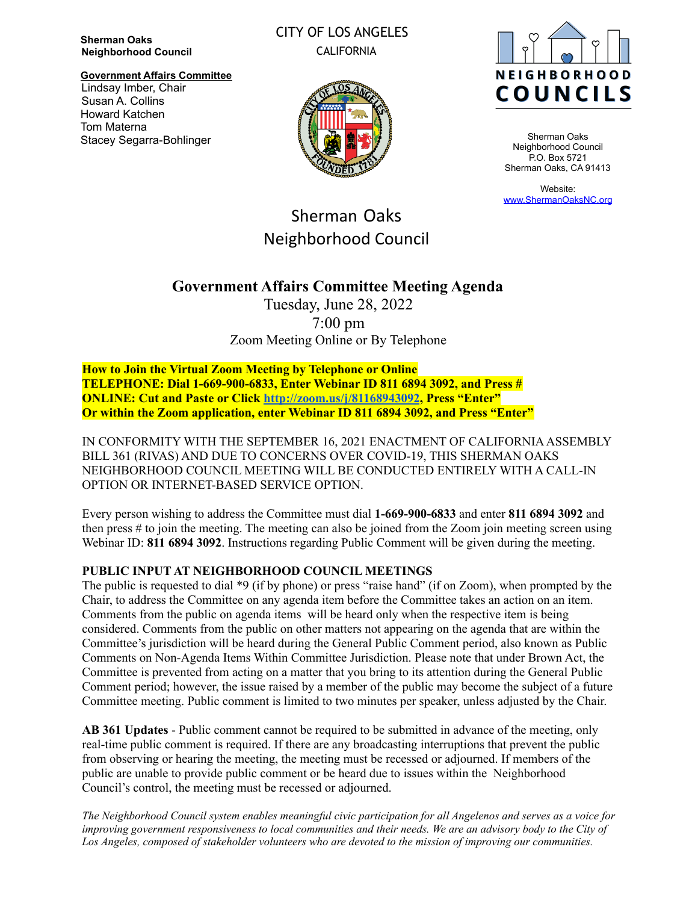**Sherman Oaks Neighborhood Council**

**Government Affairs Committee**
Lindsay Imber, Chair
Susan A. Collins
Howard Katchen
Tom Materna
Stacey Segarra-Bohlinger

CITY OF LOS ANGELES
CALIFORNIA

NEIGHBORHOOD COUNCILS

Sherman Oaks Neighborhood Council
P.O. Box 5721
Sherman Oaks, CA 91413

Website:
www.ShermanOaksNC.org

# Sherman Oaks Neighborhood Council

## Government Affairs Committee Meeting Agenda

Tuesday, June 28, 2022
7:00 pm
Zoom Meeting Online or By Telephone

**How to Join the Virtual Zoom Meeting by Telephone or Online**
**TELEPHONE: Dial 1-669-900-6833, Enter Webinar ID 811 6894 3092, and Press #**
**ONLINE: Cut and Paste or Click http://zoom.us/j/81168943092, Press "Enter"**
**Or within the Zoom application, enter Webinar ID 811 6894 3092, and Press "Enter"**

IN CONFORMITY WITH THE SEPTEMBER 16, 2021 ENACTMENT OF CALIFORNIA ASSEMBLY BILL 361 (RIVAS) AND DUE TO CONCERNS OVER COVID-19, THIS SHERMAN OAKS NEIGHBORHOOD COUNCIL MEETING WILL BE CONDUCTED ENTIRELY WITH A CALL-IN OPTION OR INTERNET-BASED SERVICE OPTION.

Every person wishing to address the Committee must dial **1-669-900-6833** and enter **811 6894 3092** and then press # to join the meeting. The meeting can also be joined from the Zoom join meeting screen using Webinar ID: **811 6894 3092**. Instructions regarding Public Comment will be given during the meeting.

**PUBLIC INPUT AT NEIGHBORHOOD COUNCIL MEETINGS**
The public is requested to dial *9 (if by phone) or press "raise hand" (if on Zoom), when prompted by the Chair, to address the Committee on any agenda item before the Committee takes an action on an item. Comments from the public on agenda items will be heard only when the respective item is being considered. Comments from the public on other matters not appearing on the agenda that are within the Committee's jurisdiction will be heard during the General Public Comment period, also known as Public Comments on Non-Agenda Items Within Committee Jurisdiction. Please note that under Brown Act, the Committee is prevented from acting on a matter that you bring to its attention during the General Public Comment period; however, the issue raised by a member of the public may become the subject of a future Committee meeting. Public comment is limited to two minutes per speaker, unless adjusted by the Chair.

**AB 361 Updates** - Public comment cannot be required to be submitted in advance of the meeting, only real-time public comment is required. If there are any broadcasting interruptions that prevent the public from observing or hearing the meeting, the meeting must be recessed or adjourned. If members of the public are unable to provide public comment or be heard due to issues within the Neighborhood Council's control, the meeting must be recessed or adjourned.

*The Neighborhood Council system enables meaningful civic participation for all Angelenos and serves as a voice for improving government responsiveness to local communities and their needs. We are an advisory body to the City of Los Angeles, composed of stakeholder volunteers who are devoted to the mission of improving our communities.*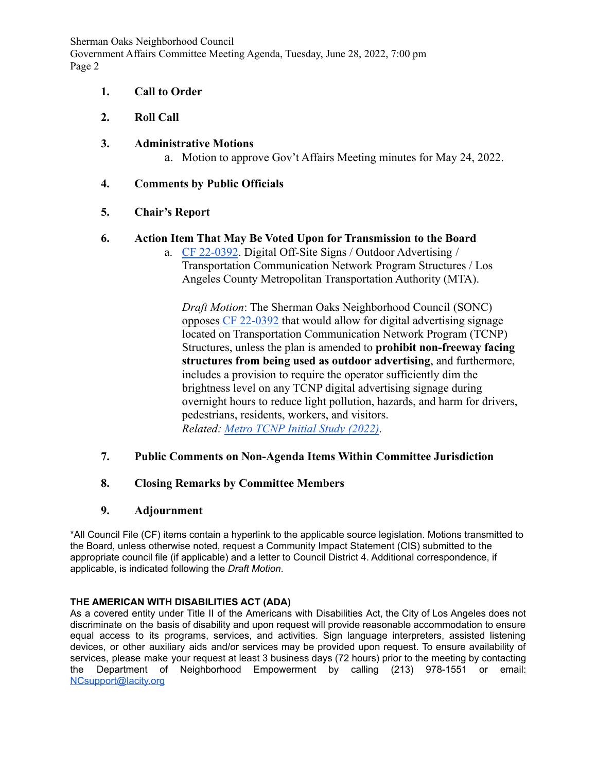1. **Call to Order**

2. **Roll Call**

3. **Administrative Motions**
   a. Motion to approve Gov't Affairs Meeting minutes for May 24, 2022.

4. **Comments by Public Officials**

5. **Chair's Report**

6. **Action Item That May Be Voted Upon for Transmission to the Board**
   a. CF 22-0392. Digital Off-Site Signs / Outdoor Advertising / Transportation Communication Network Program Structures / Los Angeles County Metropolitan Transportation Authority (MTA).

   *Draft Motion*: The Sherman Oaks Neighborhood Council (SONC) opposes CF 22-0392 that would allow for digital advertising signage located on Transportation Communication Network Program (TCNP) Structures, unless the plan is amended to **prohibit non-freeway facing structures from being used as outdoor advertising**, and furthermore, includes a provision to require the operator sufficiently dim the brightness level on any TCNP digital advertising signage during overnight hours to reduce light pollution, hazards, and harm for drivers, pedestrians, residents, workers, and visitors.
   *Related: Metro TCNP Initial Study (2022)*.

7. **Public Comments on Non-Agenda Items Within Committee Jurisdiction**

8. **Closing Remarks by Committee Members**

9. **Adjournment**

*All Council File (CF) items contain a hyperlink to the applicable source legislation. Motions transmitted to the Board, unless otherwise noted, request a Community Impact Statement (CIS) submitted to the appropriate council file (if applicable) and a letter to Council District 4. Additional correspondence, if applicable, is indicated following the *Draft Motion*.

**THE AMERICAN WITH DISABILITIES ACT (ADA)**

As a covered entity under Title II of the Americans with Disabilities Act, the City of Los Angeles does not discriminate on the basis of disability and upon request will provide reasonable accommodation to ensure equal access to its programs, services, and activities. Sign language interpreters, assisted listening devices, or other auxiliary aids and/or services may be provided upon request. To ensure availability of services, please make your request at least 3 business days (72 hours) prior to the meeting by contacting the Department of Neighborhood Empowerment by calling (213) 978-1551 or email: NCsupport@lacity.org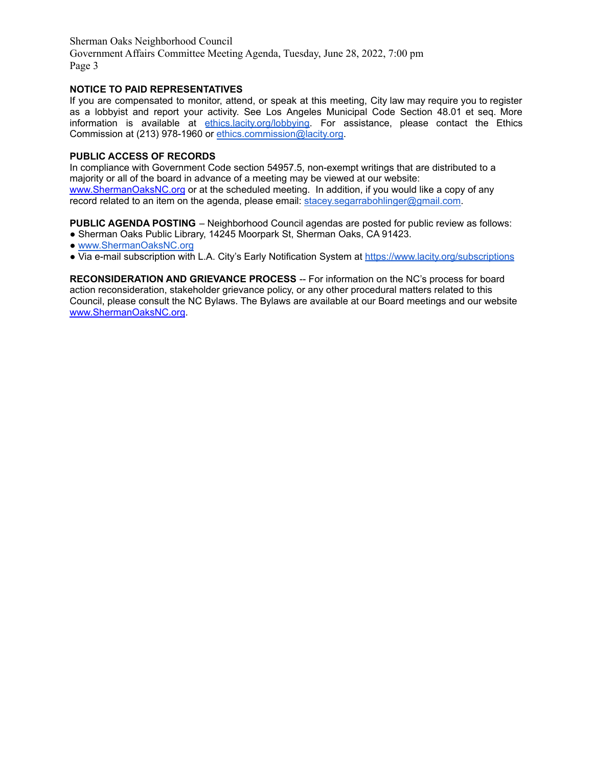**NOTICE TO PAID REPRESENTATIVES**
If you are compensated to monitor, attend, or speak at this meeting, City law may require you to register as a lobbyist and report your activity. See Los Angeles Municipal Code Section 48.01 et seq. More information is available at ethics.lacity.org/lobbying. For assistance, please contact the Ethics Commission at (213) 978-1960 or ethics.commission@lacity.org.

**PUBLIC ACCESS OF RECORDS**
In compliance with Government Code section 54957.5, non-exempt writings that are distributed to a majority or all of the board in advance of a meeting may be viewed at our website: www.ShermanOaksNC.org or at the scheduled meeting. In addition, if you would like a copy of any record related to an item on the agenda, please email: stacey.segarrabohlinger@gmail.com.

**PUBLIC AGENDA POSTING** – Neighborhood Council agendas are posted for public review as follows:
- Sherman Oaks Public Library, 14245 Moorpark St, Sherman Oaks, CA 91423.
- www.ShermanOaksNC.org
- Via e-mail subscription with L.A. City's Early Notification System at https://www.lacity.org/subscriptions

**RECONSIDERATION AND GRIEVANCE PROCESS** -- For information on the NC's process for board action reconsideration, stakeholder grievance policy, or any other procedural matters related to this Council, please consult the NC Bylaws. The Bylaws are available at our Board meetings and our website www.ShermanOaksNC.org.